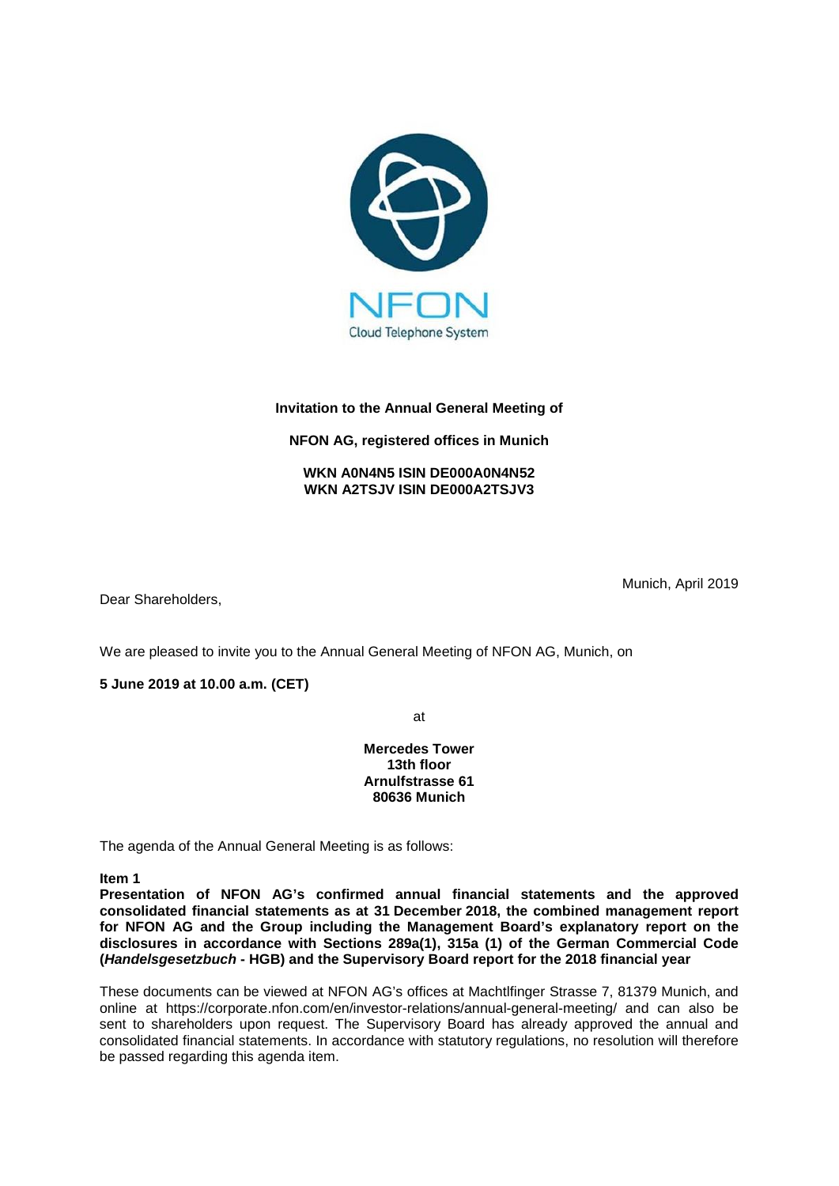NFON

Cloud Telephone System

**Invitation to the Annual General Meeting of**

**NFON AG, registered offices in Munich**

**WKN A0N4N5 ISIN DE000A0N4N52**
**WKN A2TSJV ISIN DE000A2TSJV3**

Munich, April 2019

Dear Shareholders,

We are pleased to invite you to the Annual General Meeting of NFON AG, Munich, on

**5 June 2019 at 10.00 a.m. (CET)**

at

**Mercedes Tower**
**13th floor**
**Arnulfstrasse 61**
**80636 Munich**

The agenda of the Annual General Meeting is as follows:

**Item 1**
**Presentation of NFON AG's confirmed annual financial statements and the approved consolidated financial statements as at 31 December 2018, the combined management report for NFON AG and the Group including the Management Board's explanatory report on the disclosures in accordance with Sections 289a(1), 315a (1) of the German Commercial Code (*Handelsgesetzbuch* - HGB) and the Supervisory Board report for the 2018 financial year**

These documents can be viewed at NFON AG's offices at Machtlfinger Strasse 7, 81379 Munich, and online at https://corporate.nfon.com/en/investor-relations/annual-general-meeting/ and can also be sent to shareholders upon request. The Supervisory Board has already approved the annual and consolidated financial statements. In accordance with statutory regulations, no resolution will therefore be passed regarding this agenda item.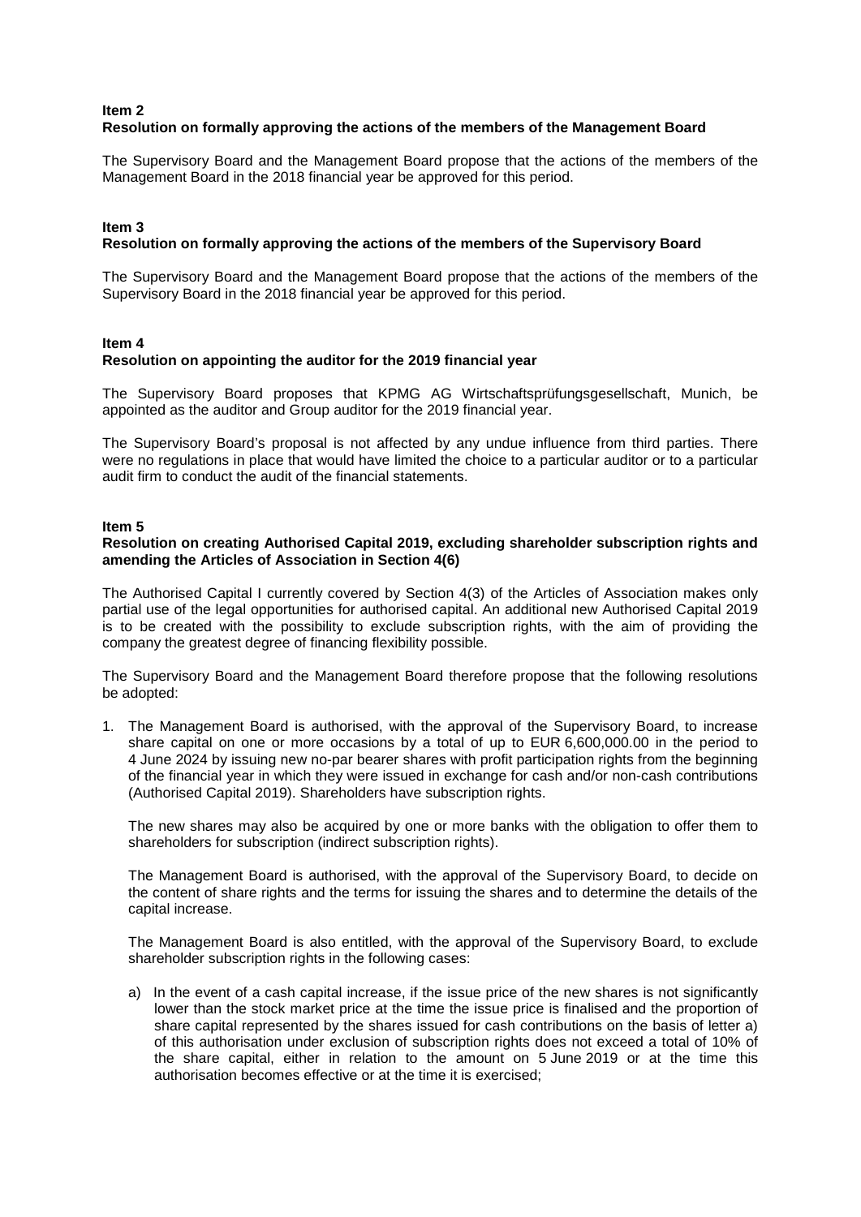## Item 2
### Resolution on formally approving the actions of the members of the Management Board

The Supervisory Board and the Management Board propose that the actions of the members of the Management Board in the 2018 financial year be approved for this period.

## Item 3
### Resolution on formally approving the actions of the members of the Supervisory Board

The Supervisory Board and the Management Board propose that the actions of the members of the Supervisory Board in the 2018 financial year be approved for this period.

## Item 4
### Resolution on appointing the auditor for the 2019 financial year

The Supervisory Board proposes that KPMG AG Wirtschaftsprüfungsgesellschaft, Munich, be appointed as the auditor and Group auditor for the 2019 financial year.

The Supervisory Board's proposal is not affected by any undue influence from third parties. There were no regulations in place that would have limited the choice to a particular auditor or to a particular audit firm to conduct the audit of the financial statements.

## Item 5
### Resolution on creating Authorised Capital 2019, excluding shareholder subscription rights and amending the Articles of Association in Section 4(6)

The Authorised Capital I currently covered by Section 4(3) of the Articles of Association makes only partial use of the legal opportunities for authorised capital. An additional new Authorised Capital 2019 is to be created with the possibility to exclude subscription rights, with the aim of providing the company the greatest degree of financing flexibility possible.

The Supervisory Board and the Management Board therefore propose that the following resolutions be adopted:

1. The Management Board is authorised, with the approval of the Supervisory Board, to increase share capital on one or more occasions by a total of up to EUR 6,600,000.00 in the period to 4 June 2024 by issuing new no-par bearer shares with profit participation rights from the beginning of the financial year in which they were issued in exchange for cash and/or non-cash contributions (Authorised Capital 2019). Shareholders have subscription rights.

   The new shares may also be acquired by one or more banks with the obligation to offer them to shareholders for subscription (indirect subscription rights).

   The Management Board is authorised, with the approval of the Supervisory Board, to decide on the content of share rights and the terms for issuing the shares and to determine the details of the capital increase.

   The Management Board is also entitled, with the approval of the Supervisory Board, to exclude shareholder subscription rights in the following cases:

   a) In the event of a cash capital increase, if the issue price of the new shares is not significantly lower than the stock market price at the time the issue price is finalised and the proportion of share capital represented by the shares issued for cash contributions on the basis of letter a) of this authorisation under exclusion of subscription rights does not exceed a total of 10% of the share capital, either in relation to the amount on 5 June 2019 or at the time this authorisation becomes effective or at the time it is exercised;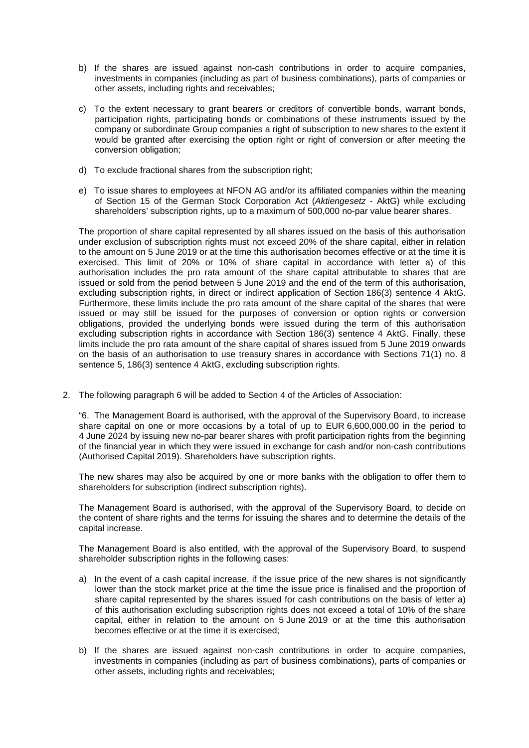b) If the shares are issued against non-cash contributions in order to acquire companies, investments in companies (including as part of business combinations), parts of companies or other assets, including rights and receivables;

c) To the extent necessary to grant bearers or creditors of convertible bonds, warrant bonds, participation rights, participating bonds or combinations of these instruments issued by the company or subordinate Group companies a right of subscription to new shares to the extent it would be granted after exercising the option right or right of conversion or after meeting the conversion obligation;

d) To exclude fractional shares from the subscription right;

e) To issue shares to employees at NFON AG and/or its affiliated companies within the meaning of Section 15 of the German Stock Corporation Act (*Aktiengesetz* - AktG) while excluding shareholders' subscription rights, up to a maximum of 500,000 no-par value bearer shares.

The proportion of share capital represented by all shares issued on the basis of this authorisation under exclusion of subscription rights must not exceed 20% of the share capital, either in relation to the amount on 5 June 2019 or at the time this authorisation becomes effective or at the time it is exercised. This limit of 20% or 10% of share capital in accordance with letter a) of this authorisation includes the pro rata amount of the share capital attributable to shares that are issued or sold from the period between 5 June 2019 and the end of the term of this authorisation, excluding subscription rights, in direct or indirect application of Section 186(3) sentence 4 AktG. Furthermore, these limits include the pro rata amount of the share capital of the shares that were issued or may still be issued for the purposes of conversion or option rights or conversion obligations, provided the underlying bonds were issued during the term of this authorisation excluding subscription rights in accordance with Section 186(3) sentence 4 AktG. Finally, these limits include the pro rata amount of the share capital of shares issued from 5 June 2019 onwards on the basis of an authorisation to use treasury shares in accordance with Sections 71(1) no. 8 sentence 5, 186(3) sentence 4 AktG, excluding subscription rights.

2. The following paragraph 6 will be added to Section 4 of the Articles of Association:

"6. The Management Board is authorised, with the approval of the Supervisory Board, to increase share capital on one or more occasions by a total of up to EUR 6,600,000.00 in the period to 4 June 2024 by issuing new no-par bearer shares with profit participation rights from the beginning of the financial year in which they were issued in exchange for cash and/or non-cash contributions (Authorised Capital 2019). Shareholders have subscription rights.

The new shares may also be acquired by one or more banks with the obligation to offer them to shareholders for subscription (indirect subscription rights).

The Management Board is authorised, with the approval of the Supervisory Board, to decide on the content of share rights and the terms for issuing the shares and to determine the details of the capital increase.

The Management Board is also entitled, with the approval of the Supervisory Board, to suspend shareholder subscription rights in the following cases:

a) In the event of a cash capital increase, if the issue price of the new shares is not significantly lower than the stock market price at the time the issue price is finalised and the proportion of share capital represented by the shares issued for cash contributions on the basis of letter a) of this authorisation excluding subscription rights does not exceed a total of 10% of the share capital, either in relation to the amount on 5 June 2019 or at the time this authorisation becomes effective or at the time it is exercised;

b) If the shares are issued against non-cash contributions in order to acquire companies, investments in companies (including as part of business combinations), parts of companies or other assets, including rights and receivables;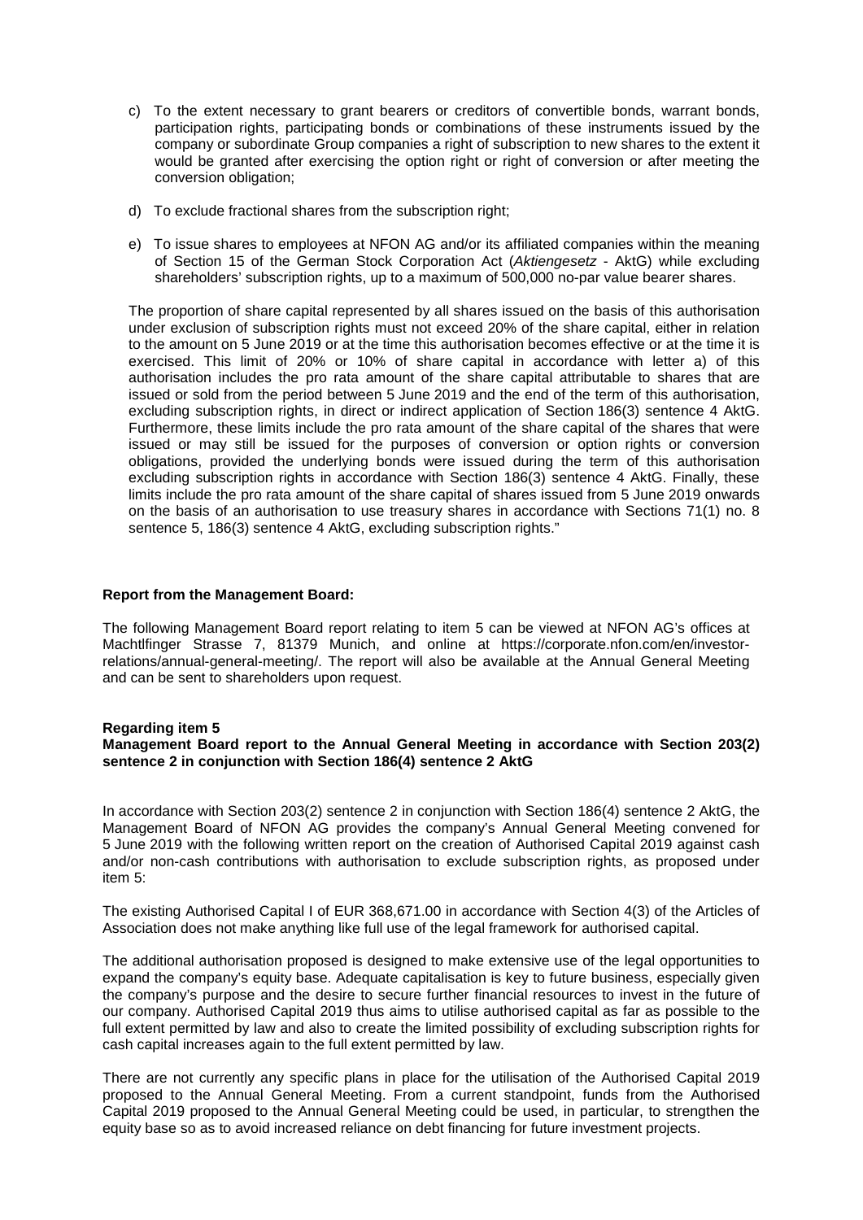c) To the extent necessary to grant bearers or creditors of convertible bonds, warrant bonds, participation rights, participating bonds or combinations of these instruments issued by the company or subordinate Group companies a right of subscription to new shares to the extent it would be granted after exercising the option right or right of conversion or after meeting the conversion obligation;

d) To exclude fractional shares from the subscription right;

e) To issue shares to employees at NFON AG and/or its affiliated companies within the meaning of Section 15 of the German Stock Corporation Act (*Aktiengesetz* - AktG) while excluding shareholders' subscription rights, up to a maximum of 500,000 no-par value bearer shares.

The proportion of share capital represented by all shares issued on the basis of this authorisation under exclusion of subscription rights must not exceed 20% of the share capital, either in relation to the amount on 5 June 2019 or at the time this authorisation becomes effective or at the time it is exercised. This limit of 20% or 10% of share capital in accordance with letter a) of this authorisation includes the pro rata amount of the share capital attributable to shares that are issued or sold from the period between 5 June 2019 and the end of the term of this authorisation, excluding subscription rights, in direct or indirect application of Section 186(3) sentence 4 AktG. Furthermore, these limits include the pro rata amount of the share capital of the shares that were issued or may still be issued for the purposes of conversion or option rights or conversion obligations, provided the underlying bonds were issued during the term of this authorisation excluding subscription rights in accordance with Section 186(3) sentence 4 AktG. Finally, these limits include the pro rata amount of the share capital of shares issued from 5 June 2019 onwards on the basis of an authorisation to use treasury shares in accordance with Sections 71(1) no. 8 sentence 5, 186(3) sentence 4 AktG, excluding subscription rights."

**Report from the Management Board:**

The following Management Board report relating to item 5 can be viewed at NFON AG's offices at Machtlfinger Strasse 7, 81379 Munich, and online at https://corporate.nfon.com/en/investor-relations/annual-general-meeting/. The report will also be available at the Annual General Meeting and can be sent to shareholders upon request.

**Regarding item 5**
**Management Board report to the Annual General Meeting in accordance with Section 203(2) sentence 2 in conjunction with Section 186(4) sentence 2 AktG**

In accordance with Section 203(2) sentence 2 in conjunction with Section 186(4) sentence 2 AktG, the Management Board of NFON AG provides the company's Annual General Meeting convened for 5 June 2019 with the following written report on the creation of Authorised Capital 2019 against cash and/or non-cash contributions with authorisation to exclude subscription rights, as proposed under item 5:

The existing Authorised Capital I of EUR 368,671.00 in accordance with Section 4(3) of the Articles of Association does not make anything like full use of the legal framework for authorised capital.

The additional authorisation proposed is designed to make extensive use of the legal opportunities to expand the company's equity base. Adequate capitalisation is key to future business, especially given the company's purpose and the desire to secure further financial resources to invest in the future of our company. Authorised Capital 2019 thus aims to utilise authorised capital as far as possible to the full extent permitted by law and also to create the limited possibility of excluding subscription rights for cash capital increases again to the full extent permitted by law.

There are not currently any specific plans in place for the utilisation of the Authorised Capital 2019 proposed to the Annual General Meeting. From a current standpoint, funds from the Authorised Capital 2019 proposed to the Annual General Meeting could be used, in particular, to strengthen the equity base so as to avoid increased reliance on debt financing for future investment projects.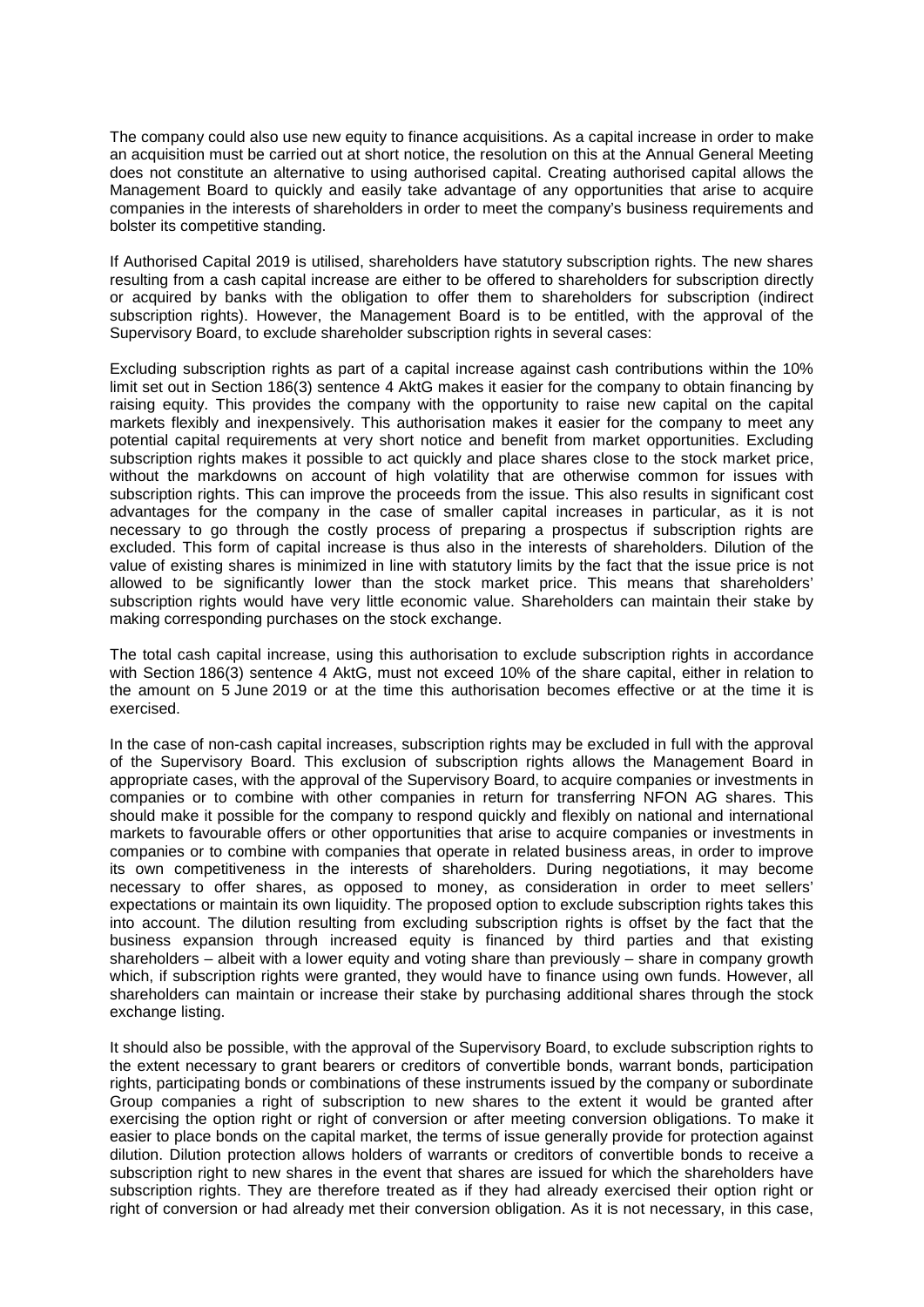The company could also use new equity to finance acquisitions. As a capital increase in order to make an acquisition must be carried out at short notice, the resolution on this at the Annual General Meeting does not constitute an alternative to using authorised capital. Creating authorised capital allows the Management Board to quickly and easily take advantage of any opportunities that arise to acquire companies in the interests of shareholders in order to meet the company's business requirements and bolster its competitive standing.

If Authorised Capital 2019 is utilised, shareholders have statutory subscription rights. The new shares resulting from a cash capital increase are either to be offered to shareholders for subscription directly or acquired by banks with the obligation to offer them to shareholders for subscription (indirect subscription rights). However, the Management Board is to be entitled, with the approval of the Supervisory Board, to exclude shareholder subscription rights in several cases:

Excluding subscription rights as part of a capital increase against cash contributions within the 10% limit set out in Section 186(3) sentence 4 AktG makes it easier for the company to obtain financing by raising equity. This provides the company with the opportunity to raise new capital on the capital markets flexibly and inexpensively. This authorisation makes it easier for the company to meet any potential capital requirements at very short notice and benefit from market opportunities. Excluding subscription rights makes it possible to act quickly and place shares close to the stock market price, without the markdowns on account of high volatility that are otherwise common for issues with subscription rights. This can improve the proceeds from the issue. This also results in significant cost advantages for the company in the case of smaller capital increases in particular, as it is not necessary to go through the costly process of preparing a prospectus if subscription rights are excluded. This form of capital increase is thus also in the interests of shareholders. Dilution of the value of existing shares is minimized in line with statutory limits by the fact that the issue price is not allowed to be significantly lower than the stock market price. This means that shareholders' subscription rights would have very little economic value. Shareholders can maintain their stake by making corresponding purchases on the stock exchange.

The total cash capital increase, using this authorisation to exclude subscription rights in accordance with Section 186(3) sentence 4 AktG, must not exceed 10% of the share capital, either in relation to the amount on 5 June 2019 or at the time this authorisation becomes effective or at the time it is exercised.

In the case of non-cash capital increases, subscription rights may be excluded in full with the approval of the Supervisory Board. This exclusion of subscription rights allows the Management Board in appropriate cases, with the approval of the Supervisory Board, to acquire companies or investments in companies or to combine with other companies in return for transferring NFON AG shares. This should make it possible for the company to respond quickly and flexibly on national and international markets to favourable offers or other opportunities that arise to acquire companies or investments in companies or to combine with companies that operate in related business areas, in order to improve its own competitiveness in the interests of shareholders. During negotiations, it may become necessary to offer shares, as opposed to money, as consideration in order to meet sellers' expectations or maintain its own liquidity. The proposed option to exclude subscription rights takes this into account. The dilution resulting from excluding subscription rights is offset by the fact that the business expansion through increased equity is financed by third parties and that existing shareholders – albeit with a lower equity and voting share than previously – share in company growth which, if subscription rights were granted, they would have to finance using own funds. However, all shareholders can maintain or increase their stake by purchasing additional shares through the stock exchange listing.

It should also be possible, with the approval of the Supervisory Board, to exclude subscription rights to the extent necessary to grant bearers or creditors of convertible bonds, warrant bonds, participation rights, participating bonds or combinations of these instruments issued by the company or subordinate Group companies a right of subscription to new shares to the extent it would be granted after exercising the option right or right of conversion or after meeting conversion obligations. To make it easier to place bonds on the capital market, the terms of issue generally provide for protection against dilution. Dilution protection allows holders of warrants or creditors of convertible bonds to receive a subscription right to new shares in the event that shares are issued for which the shareholders have subscription rights. They are therefore treated as if they had already exercised their option right or right of conversion or had already met their conversion obligation. As it is not necessary, in this case,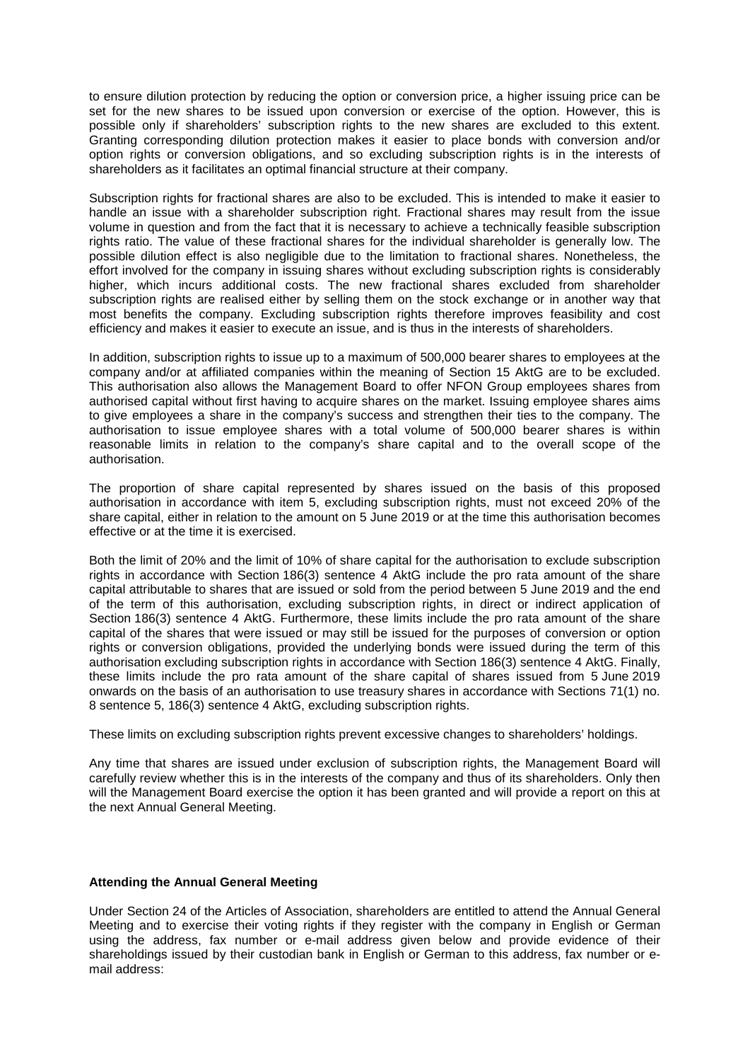to ensure dilution protection by reducing the option or conversion price, a higher issuing price can be set for the new shares to be issued upon conversion or exercise of the option. However, this is possible only if shareholders' subscription rights to the new shares are excluded to this extent. Granting corresponding dilution protection makes it easier to place bonds with conversion and/or option rights or conversion obligations, and so excluding subscription rights is in the interests of shareholders as it facilitates an optimal financial structure at their company.

Subscription rights for fractional shares are also to be excluded. This is intended to make it easier to handle an issue with a shareholder subscription right. Fractional shares may result from the issue volume in question and from the fact that it is necessary to achieve a technically feasible subscription rights ratio. The value of these fractional shares for the individual shareholder is generally low. The possible dilution effect is also negligible due to the limitation to fractional shares. Nonetheless, the effort involved for the company in issuing shares without excluding subscription rights is considerably higher, which incurs additional costs. The new fractional shares excluded from shareholder subscription rights are realised either by selling them on the stock exchange or in another way that most benefits the company. Excluding subscription rights therefore improves feasibility and cost efficiency and makes it easier to execute an issue, and is thus in the interests of shareholders.

In addition, subscription rights to issue up to a maximum of 500,000 bearer shares to employees at the company and/or at affiliated companies within the meaning of Section 15 AktG are to be excluded. This authorisation also allows the Management Board to offer NFON Group employees shares from authorised capital without first having to acquire shares on the market. Issuing employee shares aims to give employees a share in the company's success and strengthen their ties to the company. The authorisation to issue employee shares with a total volume of 500,000 bearer shares is within reasonable limits in relation to the company's share capital and to the overall scope of the authorisation.

The proportion of share capital represented by shares issued on the basis of this proposed authorisation in accordance with item 5, excluding subscription rights, must not exceed 20% of the share capital, either in relation to the amount on 5 June 2019 or at the time this authorisation becomes effective or at the time it is exercised.

Both the limit of 20% and the limit of 10% of share capital for the authorisation to exclude subscription rights in accordance with Section 186(3) sentence 4 AktG include the pro rata amount of the share capital attributable to shares that are issued or sold from the period between 5 June 2019 and the end of the term of this authorisation, excluding subscription rights, in direct or indirect application of Section 186(3) sentence 4 AktG. Furthermore, these limits include the pro rata amount of the share capital of the shares that were issued or may still be issued for the purposes of conversion or option rights or conversion obligations, provided the underlying bonds were issued during the term of this authorisation excluding subscription rights in accordance with Section 186(3) sentence 4 AktG. Finally, these limits include the pro rata amount of the share capital of shares issued from 5 June 2019 onwards on the basis of an authorisation to use treasury shares in accordance with Sections 71(1) no. 8 sentence 5, 186(3) sentence 4 AktG, excluding subscription rights.

These limits on excluding subscription rights prevent excessive changes to shareholders' holdings.

Any time that shares are issued under exclusion of subscription rights, the Management Board will carefully review whether this is in the interests of the company and thus of its shareholders. Only then will the Management Board exercise the option it has been granted and will provide a report on this at the next Annual General Meeting.

**Attending the Annual General Meeting**

Under Section 24 of the Articles of Association, shareholders are entitled to attend the Annual General Meeting and to exercise their voting rights if they register with the company in English or German using the address, fax number or e-mail address given below and provide evidence of their shareholdings issued by their custodian bank in English or German to this address, fax number or e-mail address: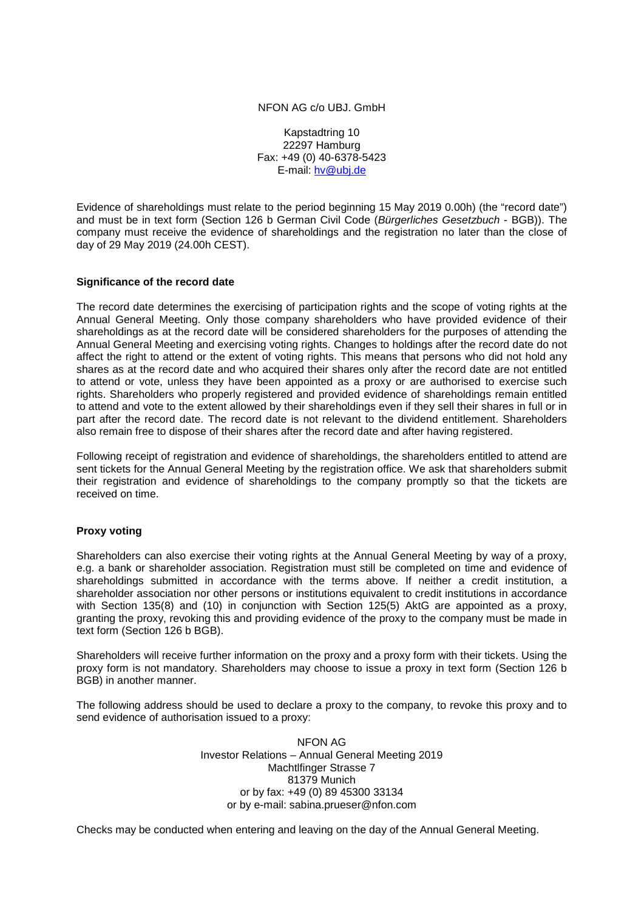NFON AG c/o UBJ. GmbH

Kapstadtring 10
22297 Hamburg
Fax: +49 (0) 40-6378-5423
E-mail: hv@ubj.de

Evidence of shareholdings must relate to the period beginning 15 May 2019 0.00h) (the "record date") and must be in text form (Section 126 b German Civil Code (*Bürgerliches Gesetzbuch* - BGB)). The company must receive the evidence of shareholdings and the registration no later than the close of day of 29 May 2019 (24.00h CEST).

**Significance of the record date**

The record date determines the exercising of participation rights and the scope of voting rights at the Annual General Meeting. Only those company shareholders who have provided evidence of their shareholdings as at the record date will be considered shareholders for the purposes of attending the Annual General Meeting and exercising voting rights. Changes to holdings after the record date do not affect the right to attend or the extent of voting rights. This means that persons who did not hold any shares as at the record date and who acquired their shares only after the record date are not entitled to attend or vote, unless they have been appointed as a proxy or are authorised to exercise such rights. Shareholders who properly registered and provided evidence of shareholdings remain entitled to attend and vote to the extent allowed by their shareholdings even if they sell their shares in full or in part after the record date. The record date is not relevant to the dividend entitlement. Shareholders also remain free to dispose of their shares after the record date and after having registered.

Following receipt of registration and evidence of shareholdings, the shareholders entitled to attend are sent tickets for the Annual General Meeting by the registration office. We ask that shareholders submit their registration and evidence of shareholdings to the company promptly so that the tickets are received on time.

**Proxy voting**

Shareholders can also exercise their voting rights at the Annual General Meeting by way of a proxy, e.g. a bank or shareholder association. Registration must still be completed on time and evidence of shareholdings submitted in accordance with the terms above. If neither a credit institution, a shareholder association nor other persons or institutions equivalent to credit institutions in accordance with Section 135(8) and (10) in conjunction with Section 125(5) AktG are appointed as a proxy, granting the proxy, revoking this and providing evidence of the proxy to the company must be made in text form (Section 126 b BGB).

Shareholders will receive further information on the proxy and a proxy form with their tickets. Using the proxy form is not mandatory. Shareholders may choose to issue a proxy in text form (Section 126 b BGB) in another manner.

The following address should be used to declare a proxy to the company, to revoke this proxy and to send evidence of authorisation issued to a proxy:

NFON AG
Investor Relations – Annual General Meeting 2019
Machtlfinger Strasse 7
81379 Munich
or by fax: +49 (0) 89 45300 33134
or by e-mail: sabina.prueser@nfon.com

Checks may be conducted when entering and leaving on the day of the Annual General Meeting.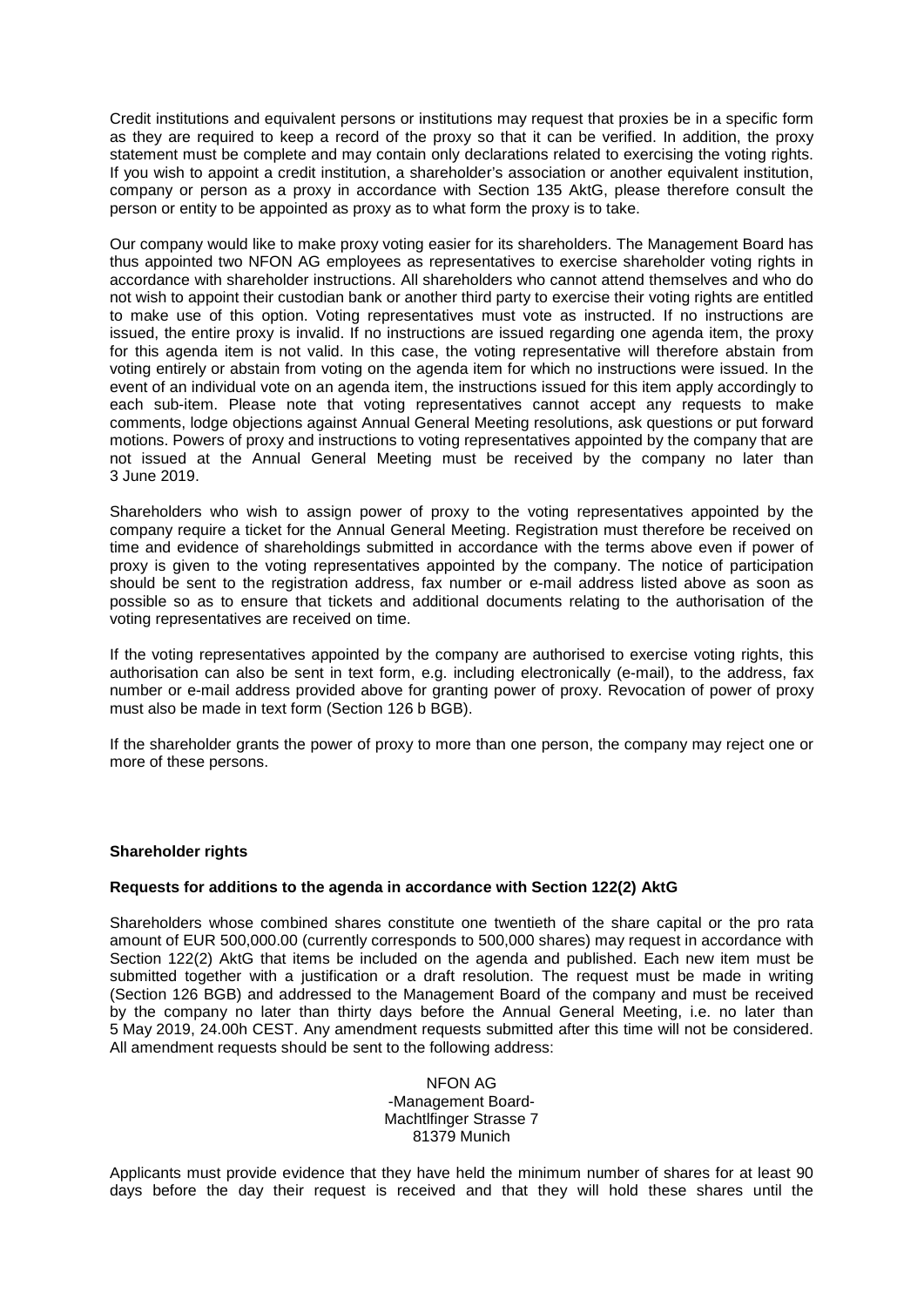Credit institutions and equivalent persons or institutions may request that proxies be in a specific form as they are required to keep a record of the proxy so that it can be verified. In addition, the proxy statement must be complete and may contain only declarations related to exercising the voting rights. If you wish to appoint a credit institution, a shareholder's association or another equivalent institution, company or person as a proxy in accordance with Section 135 AktG, please therefore consult the person or entity to be appointed as proxy as to what form the proxy is to take.

Our company would like to make proxy voting easier for its shareholders. The Management Board has thus appointed two NFON AG employees as representatives to exercise shareholder voting rights in accordance with shareholder instructions. All shareholders who cannot attend themselves and who do not wish to appoint their custodian bank or another third party to exercise their voting rights are entitled to make use of this option. Voting representatives must vote as instructed. If no instructions are issued, the entire proxy is invalid. If no instructions are issued regarding one agenda item, the proxy for this agenda item is not valid. In this case, the voting representative will therefore abstain from voting entirely or abstain from voting on the agenda item for which no instructions were issued. In the event of an individual vote on an agenda item, the instructions issued for this item apply accordingly to each sub-item. Please note that voting representatives cannot accept any requests to make comments, lodge objections against Annual General Meeting resolutions, ask questions or put forward motions. Powers of proxy and instructions to voting representatives appointed by the company that are not issued at the Annual General Meeting must be received by the company no later than 3 June 2019.

Shareholders who wish to assign power of proxy to the voting representatives appointed by the company require a ticket for the Annual General Meeting. Registration must therefore be received on time and evidence of shareholdings submitted in accordance with the terms above even if power of proxy is given to the voting representatives appointed by the company. The notice of participation should be sent to the registration address, fax number or e-mail address listed above as soon as possible so as to ensure that tickets and additional documents relating to the authorisation of the voting representatives are received on time.

If the voting representatives appointed by the company are authorised to exercise voting rights, this authorisation can also be sent in text form, e.g. including electronically (e-mail), to the address, fax number or e-mail address provided above for granting power of proxy. Revocation of power of proxy must also be made in text form (Section 126 b BGB).

If the shareholder grants the power of proxy to more than one person, the company may reject one or more of these persons.

**Shareholder rights**

**Requests for additions to the agenda in accordance with Section 122(2) AktG**

Shareholders whose combined shares constitute one twentieth of the share capital or the pro rata amount of EUR 500,000.00 (currently corresponds to 500,000 shares) may request in accordance with Section 122(2) AktG that items be included on the agenda and published. Each new item must be submitted together with a justification or a draft resolution. The request must be made in writing (Section 126 BGB) and addressed to the Management Board of the company and must be received by the company no later than thirty days before the Annual General Meeting, i.e. no later than 5 May 2019, 24.00h CEST. Any amendment requests submitted after this time will not be considered. All amendment requests should be sent to the following address:

NFON AG
-Management Board-
Machtlfinger Strasse 7
81379 Munich

Applicants must provide evidence that they have held the minimum number of shares for at least 90 days before the day their request is received and that they will hold these shares until the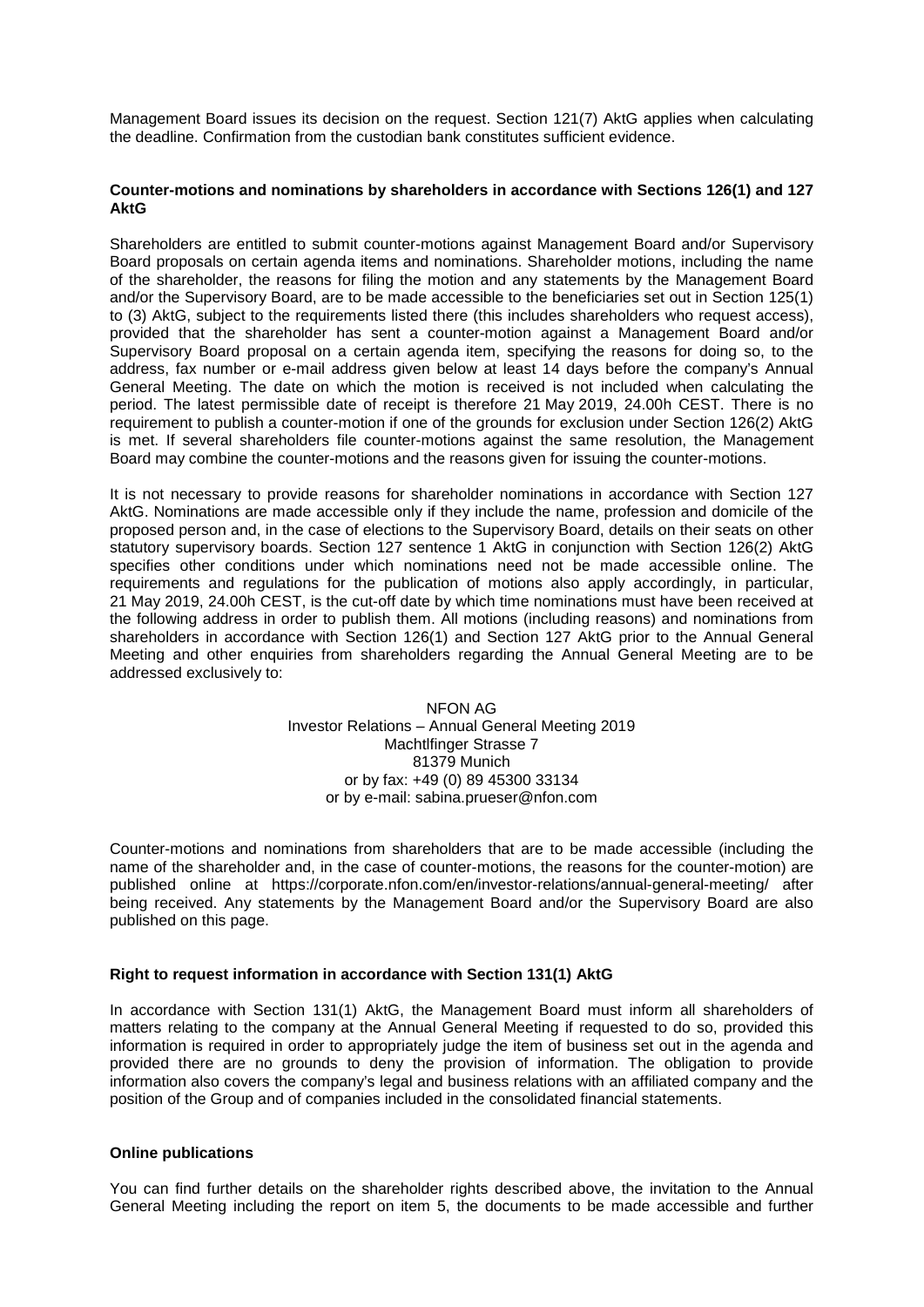Management Board issues its decision on the request. Section 121(7) AktG applies when calculating the deadline. Confirmation from the custodian bank constitutes sufficient evidence.

**Counter-motions and nominations by shareholders in accordance with Sections 126(1) and 127 AktG**

Shareholders are entitled to submit counter-motions against Management Board and/or Supervisory Board proposals on certain agenda items and nominations. Shareholder motions, including the name of the shareholder, the reasons for filing the motion and any statements by the Management Board and/or the Supervisory Board, are to be made accessible to the beneficiaries set out in Section 125(1) to (3) AktG, subject to the requirements listed there (this includes shareholders who request access), provided that the shareholder has sent a counter-motion against a Management Board and/or Supervisory Board proposal on a certain agenda item, specifying the reasons for doing so, to the address, fax number or e-mail address given below at least 14 days before the company's Annual General Meeting. The date on which the motion is received is not included when calculating the period. The latest permissible date of receipt is therefore 21 May 2019, 24.00h CEST. There is no requirement to publish a counter-motion if one of the grounds for exclusion under Section 126(2) AktG is met. If several shareholders file counter-motions against the same resolution, the Management Board may combine the counter-motions and the reasons given for issuing the counter-motions.

It is not necessary to provide reasons for shareholder nominations in accordance with Section 127 AktG. Nominations are made accessible only if they include the name, profession and domicile of the proposed person and, in the case of elections to the Supervisory Board, details on their seats on other statutory supervisory boards. Section 127 sentence 1 AktG in conjunction with Section 126(2) AktG specifies other conditions under which nominations need not be made accessible online. The requirements and regulations for the publication of motions also apply accordingly, in particular, 21 May 2019, 24.00h CEST, is the cut-off date by which time nominations must have been received at the following address in order to publish them. All motions (including reasons) and nominations from shareholders in accordance with Section 126(1) and Section 127 AktG prior to the Annual General Meeting and other enquiries from shareholders regarding the Annual General Meeting are to be addressed exclusively to:

NFON AG
Investor Relations – Annual General Meeting 2019
Machtlfinger Strasse 7
81379 Munich
or by fax: +49 (0) 89 45300 33134
or by e-mail: sabina.prueser@nfon.com

Counter-motions and nominations from shareholders that are to be made accessible (including the name of the shareholder and, in the case of counter-motions, the reasons for the counter-motion) are published online at https://corporate.nfon.com/en/investor-relations/annual-general-meeting/ after being received. Any statements by the Management Board and/or the Supervisory Board are also published on this page.

**Right to request information in accordance with Section 131(1) AktG**

In accordance with Section 131(1) AktG, the Management Board must inform all shareholders of matters relating to the company at the Annual General Meeting if requested to do so, provided this information is required in order to appropriately judge the item of business set out in the agenda and provided there are no grounds to deny the provision of information. The obligation to provide information also covers the company's legal and business relations with an affiliated company and the position of the Group and of companies included in the consolidated financial statements.

**Online publications**

You can find further details on the shareholder rights described above, the invitation to the Annual General Meeting including the report on item 5, the documents to be made accessible and further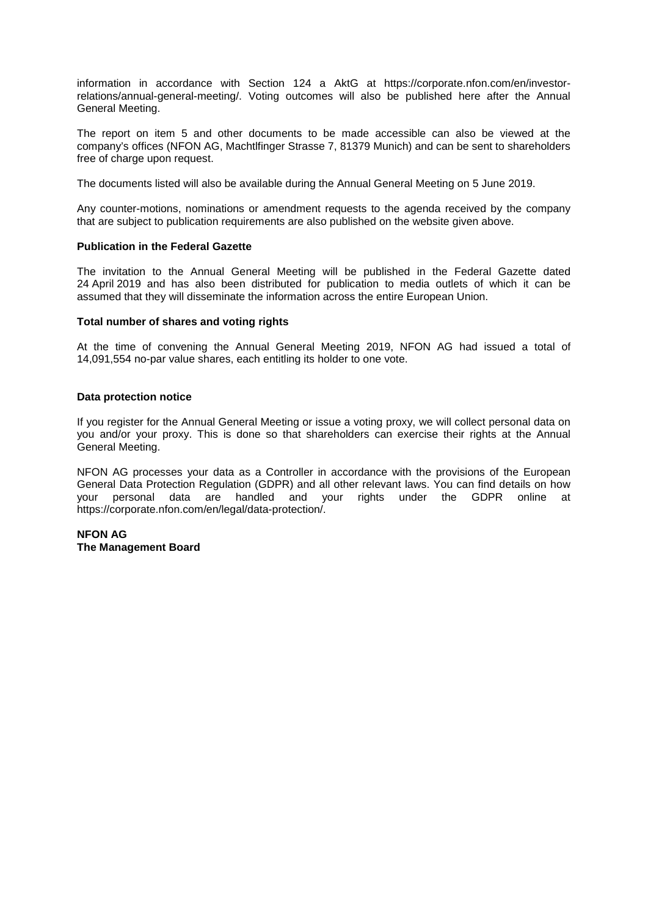information in accordance with Section 124 a AktG at https://corporate.nfon.com/en/investor-relations/annual-general-meeting/. Voting outcomes will also be published here after the Annual General Meeting.

The report on item 5 and other documents to be made accessible can also be viewed at the company's offices (NFON AG, Machtlfinger Strasse 7, 81379 Munich) and can be sent to shareholders free of charge upon request.

The documents listed will also be available during the Annual General Meeting on 5 June 2019.

Any counter-motions, nominations or amendment requests to the agenda received by the company that are subject to publication requirements are also published on the website given above.

**Publication in the Federal Gazette**

The invitation to the Annual General Meeting will be published in the Federal Gazette dated 24 April 2019 and has also been distributed for publication to media outlets of which it can be assumed that they will disseminate the information across the entire European Union.

**Total number of shares and voting rights**

At the time of convening the Annual General Meeting 2019, NFON AG had issued a total of 14,091,554 no-par value shares, each entitling its holder to one vote.

**Data protection notice**

If you register for the Annual General Meeting or issue a voting proxy, we will collect personal data on you and/or your proxy. This is done so that shareholders can exercise their rights at the Annual General Meeting.

NFON AG processes your data as a Controller in accordance with the provisions of the European General Data Protection Regulation (GDPR) and all other relevant laws. You can find details on how your personal data are handled and your rights under the GDPR online at https://corporate.nfon.com/en/legal/data-protection/.

**NFON AG**
**The Management Board**